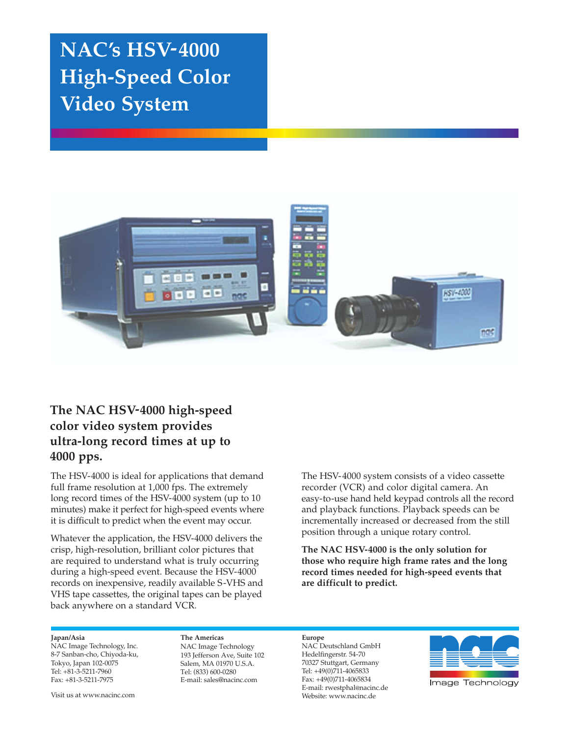# NAC's HSV-4000 High-Speed Color Video System

## The NAC HSV-4000 high-speed color video system provides ultra-long record times at up to 4000 pps.

The HSV-4000 is ideal for applications that demand full frame resolution at 1,000 fps. The extremely long record times of the HSV-4000 system (up to 10 minutes) make it perfect for high-speed events where it is difficult to predict when the event may occur.

Whatever the application, the HSV-4000 delivers the crisp, high-resolution, brilliant color pictures that are required to understand what is truly occurring during a high-speed event. Because the HSV-4000 records on inexpensive, readily available S-VHS and VHS tape cassettes, the original tapes can be played back anywhere on a standard VCR.

The HSV-4000 system consists of a video cassette recorder (VCR) and color digital camera. An easy-to-use hand held keypad controls all the record and playback functions. Playback speeds can be incrementally increased or decreased from the still position through a unique rotary control.

**The NAC HSV-4000 is the only solution for those who require high frame rates and the long record times needed for high-speed events that are difficult to predict.**

**Japan/Asia**
NAC Image Technology, Inc.
8-7 Sanban-cho, Chiyoda-ku,
Tokyo, Japan 102-0075
Tel: +81-3-5211-7960
Fax: +81-3-5211-7975

Visit us at www.nacinc.com

**The Americas**
NAC Image Technology
193 Jefferson Ave, Suite 102
Salem, MA 01970 U.S.A.
Tel: (833) 600-0280
E-mail: sales@nacinc.com

**Europe**
NAC Deutschland GmbH
Hedelfingerstr. 54-70
70327 Stuttgart, Germany
Tel: +49(0)711-4065833
Fax: +49(0)711-4065834
E-mail: rwestphal@nacinc.de
Website: www.nacinc.de

nac Image Technology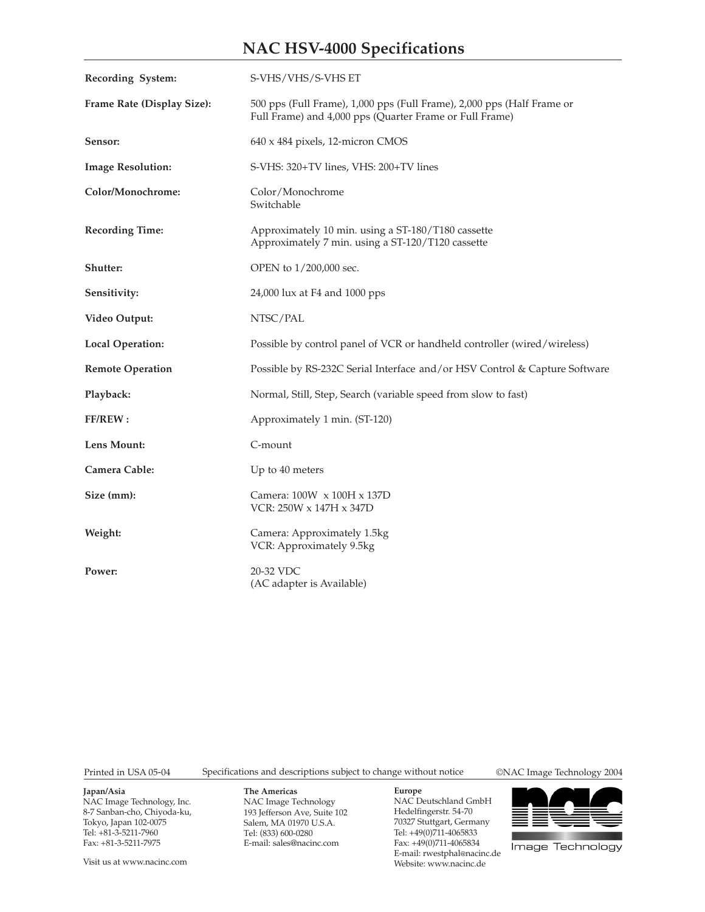# NAC HSV-4000 Specifications

| | |
|---|---|
| **Recording System:** | S-VHS/VHS/S-VHS ET |
| **Frame Rate (Display Size):** | 500 pps (Full Frame), 1,000 pps (Full Frame), 2,000 pps (Half Frame or Full Frame) and 4,000 pps (Quarter Frame or Full Frame) |
| **Sensor:** | 640 x 484 pixels, 12-micron CMOS |
| **Image Resolution:** | S-VHS: 320+TV lines, VHS: 200+TV lines |
| **Color/Monochrome:** | Color/Monochrome Switchable |
| **Recording Time:** | Approximately 10 min. using a ST-180/T180 cassette<br>Approximately 7 min. using a ST-120/T120 cassette |
| **Shutter:** | OPEN to 1/200,000 sec. |
| **Sensitivity:** | 24,000 lux at F4 and 1000 pps |
| **Video Output:** | NTSC/PAL |
| **Local Operation:** | Possible by control panel of VCR or handheld controller (wired/wireless) |
| **Remote Operation** | Possible by RS-232C Serial Interface and/or HSV Control & Capture Software |
| **Playback:** | Normal, Still, Step, Search (variable speed from slow to fast) |
| **FF/REW :** | Approximately 1 min. (ST-120) |
| **Lens Mount:** | C-mount |
| **Camera Cable:** | Up to 40 meters |
| **Size (mm):** | Camera: 100W x 100H x 137D<br>VCR: 250W x 147H x 347D |
| **Weight:** | Camera: Approximately 1.5kg<br>VCR: Approximately 9.5kg |
| **Power:** | 20-32 VDC<br>(AC adapter is Available) |

Printed in USA 05-04 — Specifications and descriptions subject to change without notice — ©NAC Image Technology 2004

**Japan/Asia**
NAC Image Technology, Inc.
8-7 Sanban-cho, Chiyoda-ku,
Tokyo, Japan 102-0075
Tel: +81-3-5211-7960
Fax: +81-3-5211-7975

Visit us at www.nacinc.com

**The Americas**
NAC Image Technology
193 Jefferson Ave, Suite 102
Salem, MA 01970 U.S.A.
Tel: (833) 600-0280
E-mail: sales@nacinc.com

**Europe**
NAC Deutschland GmbH
Hedelfingerstr. 54-70
70327 Stuttgart, Germany
Tel: +49(0)711-4065833
Fax: +49(0)711-4065834
E-mail: rwestphal@nacinc.de
Website: www.nacinc.de

nac Image Technology